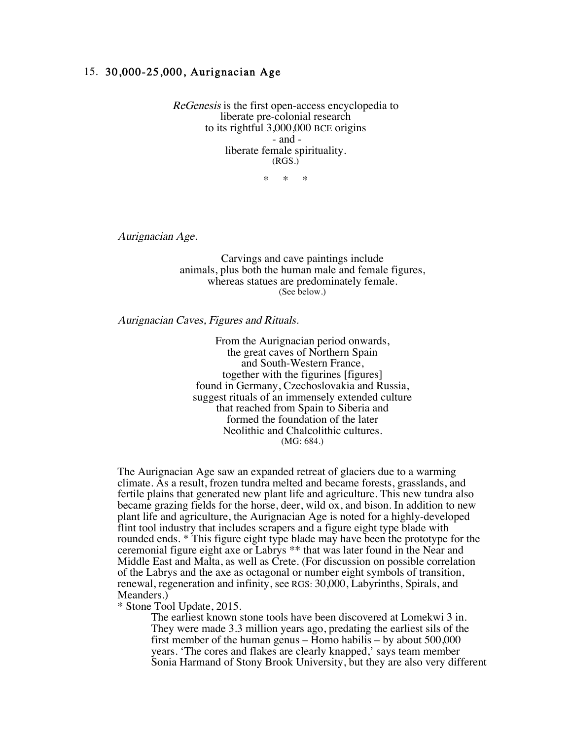# 15. 30,000-25,000, Aurignacian Age

*ReGenesis* is the first open-access encyclopedia to
liberate pre-colonial research
to its rightful 3,000,000 BCE origins
\- and -
liberate female spirituality.
(RGS.)

\* \* \*

*Aurignacian Age.*

Carvings and cave paintings include
animals, plus both the human male and female figures,
whereas statues are predominately female.
(See below.)

*Aurignacian Caves, Figures and Rituals.*

From the Aurignacian period onwards,
the great caves of Northern Spain
and South-Western France,
together with the figurines [figures]
found in Germany, Czechoslovakia and Russia,
suggest rituals of an immensely extended culture
that reached from Spain to Siberia and
formed the foundation of the later
Neolithic and Chalcolithic cultures.
(MG: 684.)

The Aurignacian Age saw an expanded retreat of glaciers due to a warming climate. As a result, frozen tundra melted and became forests, grasslands, and fertile plains that generated new plant life and agriculture. This new tundra also became grazing fields for the horse, deer, wild ox, and bison. In addition to new plant life and agriculture, the Aurignacian Age is noted for a highly-developed flint tool industry that includes scrapers and a figure eight type blade with rounded ends. * This figure eight type blade may have been the prototype for the ceremonial figure eight axe or Labrys ** that was later found in the Near and Middle East and Malta, as well as Crete. (For discussion on possible correlation of the Labrys and the axe as octagonal or number eight symbols of transition, renewal, regeneration and infinity, see RGS: 30,000, Labyrinths, Spirals, and Meanders.)

\* Stone Tool Update, 2015.

> The earliest known stone tools have been discovered at Lomekwi 3 in. They were made 3.3 million years ago, predating the earliest sils of the first member of the human genus – Homo habilis – by about 500,000 years. 'The cores and flakes are clearly knapped,' says team member Sonia Harmand of Stony Brook University, but they are also very different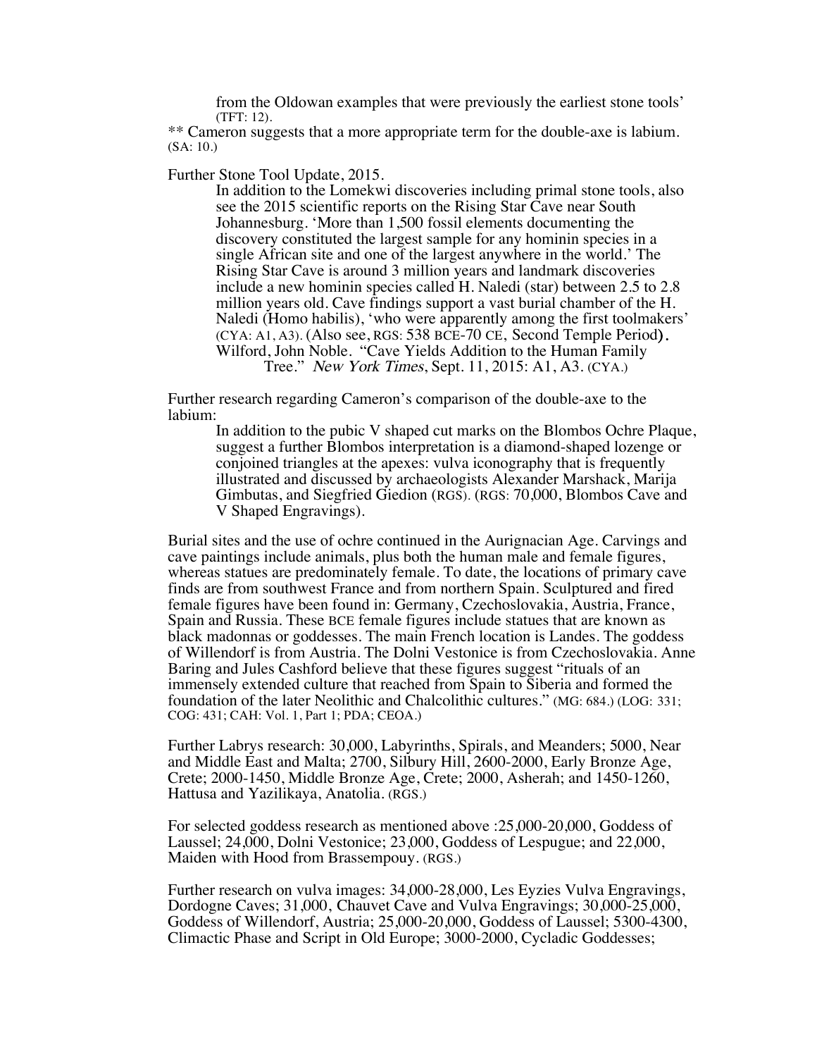from the Oldowan examples that were previously the earliest stone tools' (TFT: 12).

** Cameron suggests that a more appropriate term for the double-axe is labium. (SA: 10.)

Further Stone Tool Update, 2015.

> In addition to the Lomekwi discoveries including primal stone tools, also see the 2015 scientific reports on the Rising Star Cave near South Johannesburg. 'More than 1,500 fossil elements documenting the discovery constituted the largest sample for any hominin species in a single African site and one of the largest anywhere in the world.' The Rising Star Cave is around 3 million years and landmark discoveries include a new hominin species called H. Naledi (star) between 2.5 to 2.8 million years old. Cave findings support a vast burial chamber of the H. Naledi (Homo habilis), 'who were apparently among the first toolmakers' (CYA: A1, A3). (Also see, RGS: 538 BCE-70 CE, Second Temple Period).
> Wilford, John Noble. "Cave Yields Addition to the Human Family Tree." *New York Times*, Sept. 11, 2015: A1, A3. (CYA.)

Further research regarding Cameron's comparison of the double-axe to the labium:

> In addition to the pubic V shaped cut marks on the Blombos Ochre Plaque, suggest a further Blombos interpretation is a diamond-shaped lozenge or conjoined triangles at the apexes: vulva iconography that is frequently illustrated and discussed by archaeologists Alexander Marshack, Marija Gimbutas, and Siegfried Giedion (RGS). (RGS: 70,000, Blombos Cave and V Shaped Engravings).

Burial sites and the use of ochre continued in the Aurignacian Age. Carvings and cave paintings include animals, plus both the human male and female figures, whereas statues are predominately female. To date, the locations of primary cave finds are from southwest France and from northern Spain. Sculptured and fired female figures have been found in: Germany, Czechoslovakia, Austria, France, Spain and Russia. These BCE female figures include statues that are known as black madonnas or goddesses. The main French location is Landes. The goddess of Willendorf is from Austria. The Dolni Vestonice is from Czechoslovakia. Anne Baring and Jules Cashford believe that these figures suggest "rituals of an immensely extended culture that reached from Spain to Siberia and formed the foundation of the later Neolithic and Chalcolithic cultures." (MG: 684.) (LOG: 331; COG: 431; CAH: Vol. 1, Part 1; PDA; CEOA.)

Further Labrys research: 30,000, Labyrinths, Spirals, and Meanders; 5000, Near and Middle East and Malta; 2700, Silbury Hill, 2600-2000, Early Bronze Age, Crete; 2000-1450, Middle Bronze Age, Crete; 2000, Asherah; and 1450-1260, Hattusa and Yazilikaya, Anatolia. (RGS.)

For selected goddess research as mentioned above :25,000-20,000, Goddess of Laussel; 24,000, Dolni Vestonice; 23,000, Goddess of Lespugue; and 22,000, Maiden with Hood from Brassempouy. (RGS.)

Further research on vulva images: 34,000-28,000, Les Eyzies Vulva Engravings, Dordogne Caves; 31,000, Chauvet Cave and Vulva Engravings; 30,000-25,000, Goddess of Willendorf, Austria; 25,000-20,000, Goddess of Laussel; 5300-4300, Climactic Phase and Script in Old Europe; 3000-2000, Cycladic Goddesses;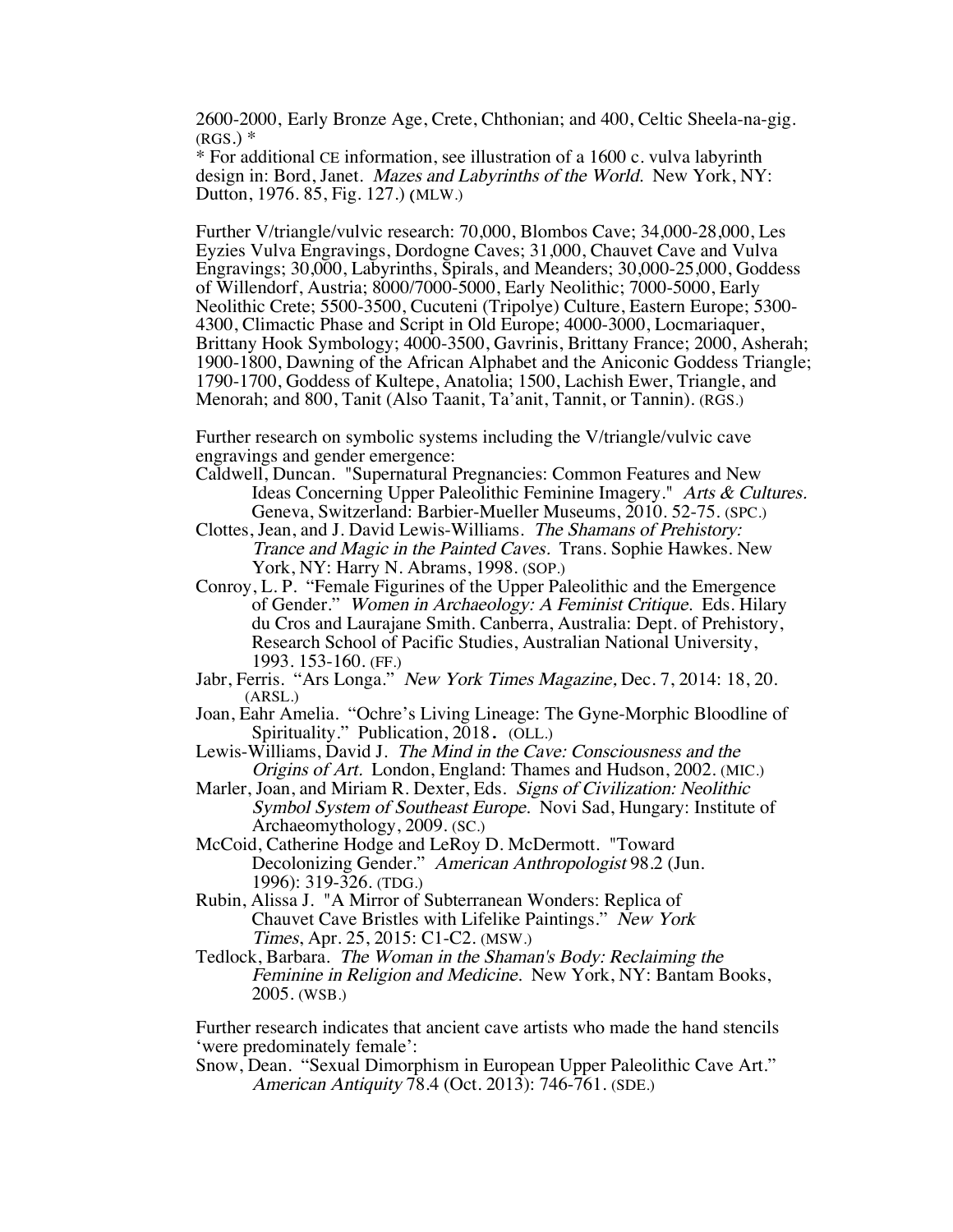2600-2000, Early Bronze Age, Crete, Chthonian; and 400, Celtic Sheela-na-gig. (RGS.) *

* For additional CE information, see illustration of a 1600 c. vulva labyrinth design in: Bord, Janet. *Mazes and Labyrinths of the World.* New York, NY: Dutton, 1976. 85, Fig. 127.) (MLW.)

Further V/triangle/vulvic research: 70,000, Blombos Cave; 34,000-28,000, Les Eyzies Vulva Engravings, Dordogne Caves; 31,000, Chauvet Cave and Vulva Engravings; 30,000, Labyrinths, Spirals, and Meanders; 30,000-25,000, Goddess of Willendorf, Austria; 8000/7000-5000, Early Neolithic; 7000-5000, Early Neolithic Crete; 5500-3500, Cucuteni (Tripolye) Culture, Eastern Europe; 5300-4300, Climactic Phase and Script in Old Europe; 4000-3000, Locmariaquer, Brittany Hook Symbology; 4000-3500, Gavrinis, Brittany France; 2000, Asherah; 1900-1800, Dawning of the African Alphabet and the Aniconic Goddess Triangle; 1790-1700, Goddess of Kultepe, Anatolia; 1500, Lachish Ewer, Triangle, and Menorah; and 800, Tanit (Also Taanit, Ta'anit, Tannit, or Tannin). (RGS.)

Further research on symbolic systems including the V/triangle/vulvic cave engravings and gender emergence:

Caldwell, Duncan. "Supernatural Pregnancies: Common Features and New Ideas Concerning Upper Paleolithic Feminine Imagery." *Arts & Cultures.* Geneva, Switzerland: Barbier-Mueller Museums, 2010. 52-75. (SPC.)

Clottes, Jean, and J. David Lewis-Williams. *The Shamans of Prehistory: Trance and Magic in the Painted Caves.* Trans. Sophie Hawkes. New York, NY: Harry N. Abrams, 1998. (SOP.)

Conroy, L. P. "Female Figurines of the Upper Paleolithic and the Emergence of Gender." *Women in Archaeology: A Feminist Critique.* Eds. Hilary du Cros and Laurajane Smith. Canberra, Australia: Dept. of Prehistory, Research School of Pacific Studies, Australian National University, 1993. 153-160. (FF.)

Jabr, Ferris. "Ars Longa." *New York Times Magazine,* Dec. 7, 2014: 18, 20. (ARSL.)

Joan, Eahr Amelia. "Ochre's Living Lineage: The Gyne-Morphic Bloodline of Spirituality." Publication, 2018. (OLL.)

Lewis-Williams, David J. *The Mind in the Cave: Consciousness and the Origins of Art.* London, England: Thames and Hudson, 2002. (MIC.)

Marler, Joan, and Miriam R. Dexter, Eds. *Signs of Civilization: Neolithic Symbol System of Southeast Europe.* Novi Sad, Hungary: Institute of Archaeomythology, 2009. (SC.)

McCoid, Catherine Hodge and LeRoy D. McDermott. "Toward Decolonizing Gender." *American Anthropologist* 98.2 (Jun. 1996): 319-326. (TDG.)

Rubin, Alissa J. "A Mirror of Subterranean Wonders: Replica of Chauvet Cave Bristles with Lifelike Paintings." *New York Times*, Apr. 25, 2015: C1-C2. (MSW.)

Tedlock, Barbara. *The Woman in the Shaman's Body: Reclaiming the Feminine in Religion and Medicine.* New York, NY: Bantam Books, 2005. (WSB.)

Further research indicates that ancient cave artists who made the hand stencils 'were predominately female':

Snow, Dean. "Sexual Dimorphism in European Upper Paleolithic Cave Art." *American Antiquity* 78.4 (Oct. 2013): 746-761. (SDE.)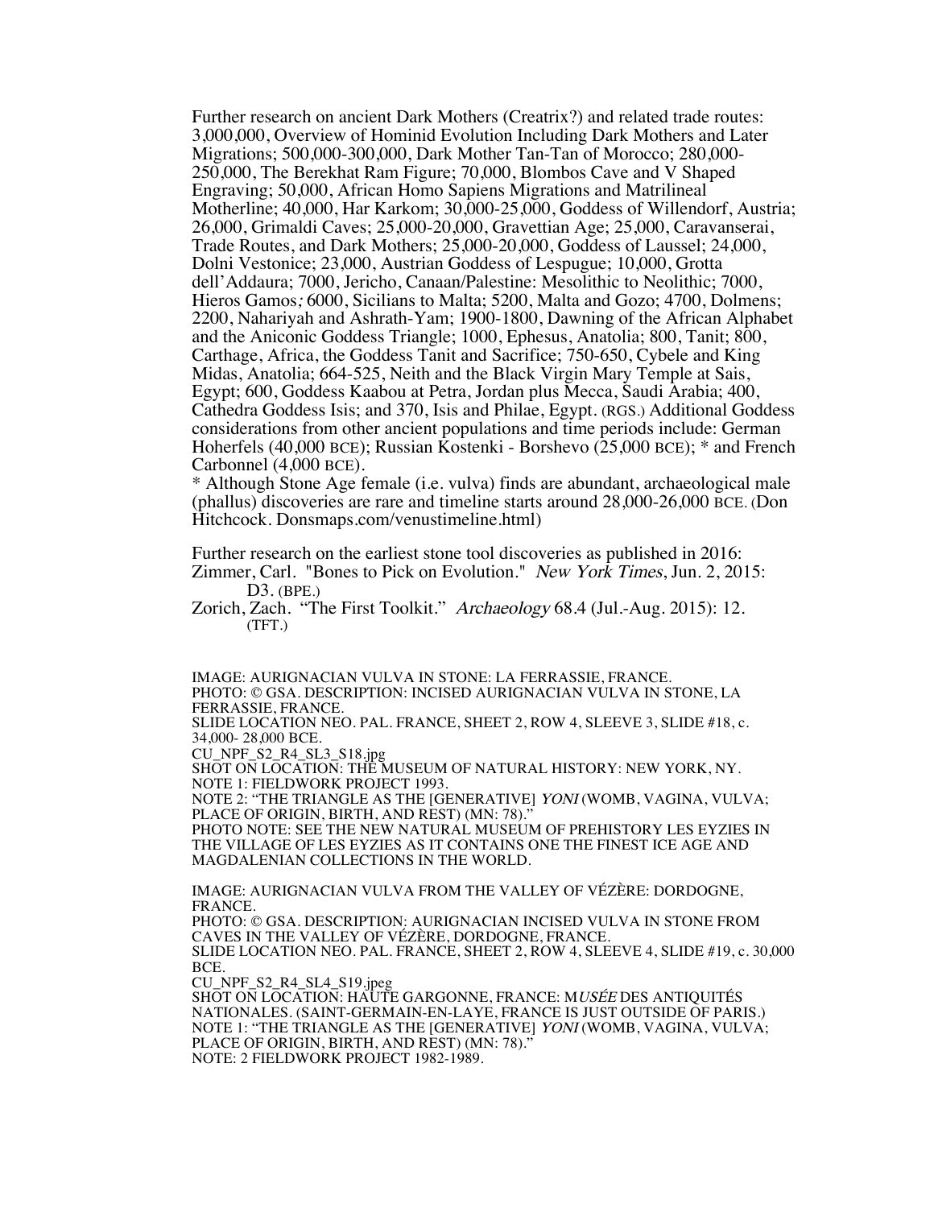Further research on ancient Dark Mothers (Creatrix?) and related trade routes: 3,000,000, Overview of Hominid Evolution Including Dark Mothers and Later Migrations; 500,000-300,000, Dark Mother Tan-Tan of Morocco; 280,000-250,000, The Berekhat Ram Figure; 70,000, Blombos Cave and V Shaped Engraving; 50,000, African Homo Sapiens Migrations and Matrilineal Motherline; 40,000, Har Karkom; 30,000-25,000, Goddess of Willendorf, Austria; 26,000, Grimaldi Caves; 25,000-20,000, Gravettian Age; 25,000, Caravanserai, Trade Routes, and Dark Mothers; 25,000-20,000, Goddess of Laussel; 24,000, Dolni Vestonice; 23,000, Austrian Goddess of Lespugue; 10,000, Grotta dell'Addaura; 7000, Jericho, Canaan/Palestine: Mesolithic to Neolithic; 7000, Hieros Gamos*;* 6000, Sicilians to Malta; 5200, Malta and Gozo; 4700, Dolmens; 2200, Nahariyah and Ashrath-Yam; 1900-1800, Dawning of the African Alphabet and the Aniconic Goddess Triangle; 1000, Ephesus, Anatolia; 800, Tanit; 800, Carthage, Africa, the Goddess Tanit and Sacrifice; 750-650, Cybele and King Midas, Anatolia; 664-525, Neith and the Black Virgin Mary Temple at Sais, Egypt; 600, Goddess Kaabou at Petra, Jordan plus Mecca, Saudi Arabia; 400, Cathedra Goddess Isis; and 370, Isis and Philae, Egypt. (RGS.) Additional Goddess considerations from other ancient populations and time periods include: German Hoherfels (40,000 BCE); Russian Kostenki - Borshevo (25,000 BCE); * and French Carbonnel (4,000 BCE).

\* Although Stone Age female (i.e. vulva) finds are abundant, archaeological male (phallus) discoveries are rare and timeline starts around 28,000-26,000 BCE. (Don Hitchcock. Donsmaps.com/venustimeline.html)

Further research on the earliest stone tool discoveries as published in 2016:

Zimmer, Carl. "Bones to Pick on Evolution." *New York Times*, Jun. 2, 2015: D3. (BPE.)

Zorich, Zach. "The First Toolkit." *Archaeology* 68.4 (Jul.-Aug. 2015): 12. (TFT.)

IMAGE: AURIGNACIAN VULVA IN STONE: LA FERRASSIE, FRANCE.
PHOTO: © GSA. DESCRIPTION: INCISED AURIGNACIAN VULVA IN STONE, LA FERRASSIE, FRANCE.
SLIDE LOCATION NEO. PAL. FRANCE, SHEET 2, ROW 4, SLEEVE 3, SLIDE #18, c. 34,000- 28,000 BCE.
CU_NPF_S2_R4_SL3_S18.jpg
SHOT ON LOCATION: THE MUSEUM OF NATURAL HISTORY: NEW YORK, NY.
NOTE 1: FIELDWORK PROJECT 1993.
NOTE 2: "THE TRIANGLE AS THE [GENERATIVE] *YONI* (WOMB, VAGINA, VULVA; PLACE OF ORIGIN, BIRTH, AND REST) (MN: 78)."
PHOTO NOTE: SEE THE NEW NATURAL MUSEUM OF PREHISTORY LES EYZIES IN THE VILLAGE OF LES EYZIES AS IT CONTAINS ONE THE FINEST ICE AGE AND MAGDALENIAN COLLECTIONS IN THE WORLD.

IMAGE: AURIGNACIAN VULVA FROM THE VALLEY OF VÉZÈRE: DORDOGNE, FRANCE.
PHOTO: © GSA. DESCRIPTION: AURIGNACIAN INCISED VULVA IN STONE FROM CAVES IN THE VALLEY OF VÉZÈRE, DORDOGNE, FRANCE.
SLIDE LOCATION NEO. PAL. FRANCE, SHEET 2, ROW 4, SLEEVE 4, SLIDE #19, c. 30,000 BCE.
CU_NPF_S2_R4_SL4_S19.jpeg
SHOT ON LOCATION: HAUTE GARGONNE, FRANCE: M*USÉE* DES ANTIQUITÉS NATIONALES. (SAINT-GERMAIN-EN-LAYE, FRANCE IS JUST OUTSIDE OF PARIS.)
NOTE 1: "THE TRIANGLE AS THE [GENERATIVE] *YONI* (WOMB, VAGINA, VULVA; PLACE OF ORIGIN, BIRTH, AND REST) (MN: 78)."
NOTE: 2 FIELDWORK PROJECT 1982-1989.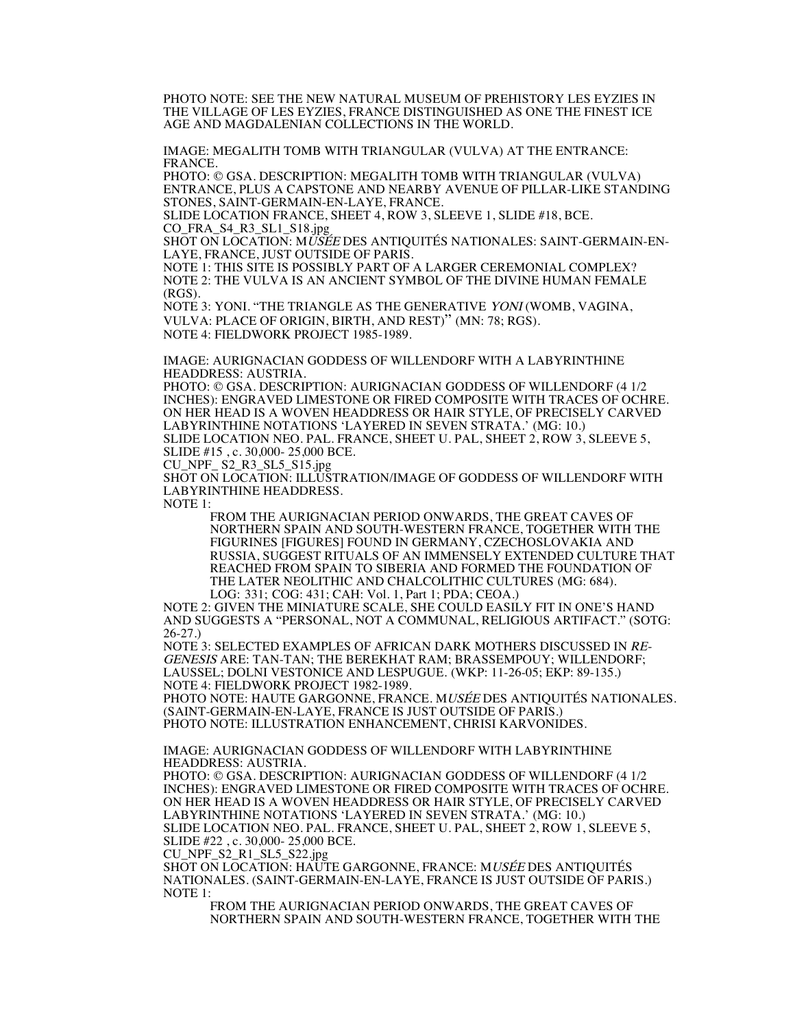PHOTO NOTE: SEE THE NEW NATURAL MUSEUM OF PREHISTORY LES EYZIES IN THE VILLAGE OF LES EYZIES, FRANCE DISTINGUISHED AS ONE THE FINEST ICE AGE AND MAGDALENIAN COLLECTIONS IN THE WORLD.

IMAGE: MEGALITH TOMB WITH TRIANGULAR (VULVA) AT THE ENTRANCE: FRANCE.
PHOTO: © GSA. DESCRIPTION: MEGALITH TOMB WITH TRIANGULAR (VULVA) ENTRANCE, PLUS A CAPSTONE AND NEARBY AVENUE OF PILLAR-LIKE STANDING STONES, SAINT-GERMAIN-EN-LAYE, FRANCE.
SLIDE LOCATION FRANCE, SHEET 4, ROW 3, SLEEVE 1, SLIDE #18, BCE.
CO_FRA_S4_R3_SL1_S18.jpg
SHOT ON LOCATION: M*USÉE* DES ANTIQUITÉS NATIONALES: SAINT-GERMAIN-EN-LAYE, FRANCE, JUST OUTSIDE OF PARIS.
NOTE 1: THIS SITE IS POSSIBLY PART OF A LARGER CEREMONIAL COMPLEX?
NOTE 2: THE VULVA IS AN ANCIENT SYMBOL OF THE DIVINE HUMAN FEMALE (RGS).
NOTE 3: YONI. "THE TRIANGLE AS THE GENERATIVE *YONI* (WOMB, VAGINA, VULVA: PLACE OF ORIGIN, BIRTH, AND REST)" (MN: 78; RGS).
NOTE 4: FIELDWORK PROJECT 1985-1989.

IMAGE: AURIGNACIAN GODDESS OF WILLENDORF WITH A LABYRINTHINE HEADDRESS: AUSTRIA.
PHOTO: © GSA. DESCRIPTION: AURIGNACIAN GODDESS OF WILLENDORF (4 1/2 INCHES): ENGRAVED LIMESTONE OR FIRED COMPOSITE WITH TRACES OF OCHRE. ON HER HEAD IS A WOVEN HEADDRESS OR HAIR STYLE, OF PRECISELY CARVED LABYRINTHINE NOTATIONS 'LAYERED IN SEVEN STRATA.' (MG: 10.)
SLIDE LOCATION NEO. PAL. FRANCE, SHEET U. PAL, SHEET 2, ROW 3, SLEEVE 5, SLIDE #15 , c. 30,000- 25,000 BCE.
CU_NPF_ S2_R3_SL5_S15.jpg
SHOT ON LOCATION: ILLUSTRATION/IMAGE OF GODDESS OF WILLENDORF WITH LABYRINTHINE HEADDRESS.
NOTE 1:

> FROM THE AURIGNACIAN PERIOD ONWARDS, THE GREAT CAVES OF NORTHERN SPAIN AND SOUTH-WESTERN FRANCE, TOGETHER WITH THE FIGURINES [FIGURES] FOUND IN GERMANY, CZECHOSLOVAKIA AND RUSSIA, SUGGEST RITUALS OF AN IMMENSELY EXTENDED CULTURE THAT REACHED FROM SPAIN TO SIBERIA AND FORMED THE FOUNDATION OF THE LATER NEOLITHIC AND CHALCOLITHIC CULTURES (MG: 684). LOG: 331; COG: 431; CAH: Vol. 1, Part 1; PDA; CEOA.)

NOTE 2: GIVEN THE MINIATURE SCALE, SHE COULD EASILY FIT IN ONE'S HAND AND SUGGESTS A "PERSONAL, NOT A COMMUNAL, RELIGIOUS ARTIFACT." (SOTG: 26-27.)
NOTE 3: SELECTED EXAMPLES OF AFRICAN DARK MOTHERS DISCUSSED IN *RE-GENESIS* ARE: TAN-TAN; THE BEREKHAT RAM; BRASSEMPOUY; WILLENDORF; LAUSSEL; DOLNI VESTONICE AND LESPUGUE. (WKP: 11-26-05; EKP: 89-135.)
NOTE 4: FIELDWORK PROJECT 1982-1989.
PHOTO NOTE: HAUTE GARGONNE, FRANCE. M*USÉE* DES ANTIQUITÉS NATIONALES. (SAINT-GERMAIN-EN-LAYE, FRANCE IS JUST OUTSIDE OF PARIS.)
PHOTO NOTE: ILLUSTRATION ENHANCEMENT, CHRISI KARVONIDES.

IMAGE: AURIGNACIAN GODDESS OF WILLENDORF WITH LABYRINTHINE HEADDRESS: AUSTRIA.
PHOTO: © GSA. DESCRIPTION: AURIGNACIAN GODDESS OF WILLENDORF (4 1/2 INCHES): ENGRAVED LIMESTONE OR FIRED COMPOSITE WITH TRACES OF OCHRE. ON HER HEAD IS A WOVEN HEADDRESS OR HAIR STYLE, OF PRECISELY CARVED LABYRINTHINE NOTATIONS 'LAYERED IN SEVEN STRATA.' (MG: 10.)
SLIDE LOCATION NEO. PAL. FRANCE, SHEET U. PAL, SHEET 2, ROW 1, SLEEVE 5, SLIDE #22 , c. 30,000- 25,000 BCE.
CU_NPF_S2_R1_SL5_S22.jpg
SHOT ON LOCATION: HAUTE GARGONNE, FRANCE: M*USÉE* DES ANTIQUITÉS NATIONALES. (SAINT-GERMAIN-EN-LAYE, FRANCE IS JUST OUTSIDE OF PARIS.)
NOTE 1:

> FROM THE AURIGNACIAN PERIOD ONWARDS, THE GREAT CAVES OF NORTHERN SPAIN AND SOUTH-WESTERN FRANCE, TOGETHER WITH THE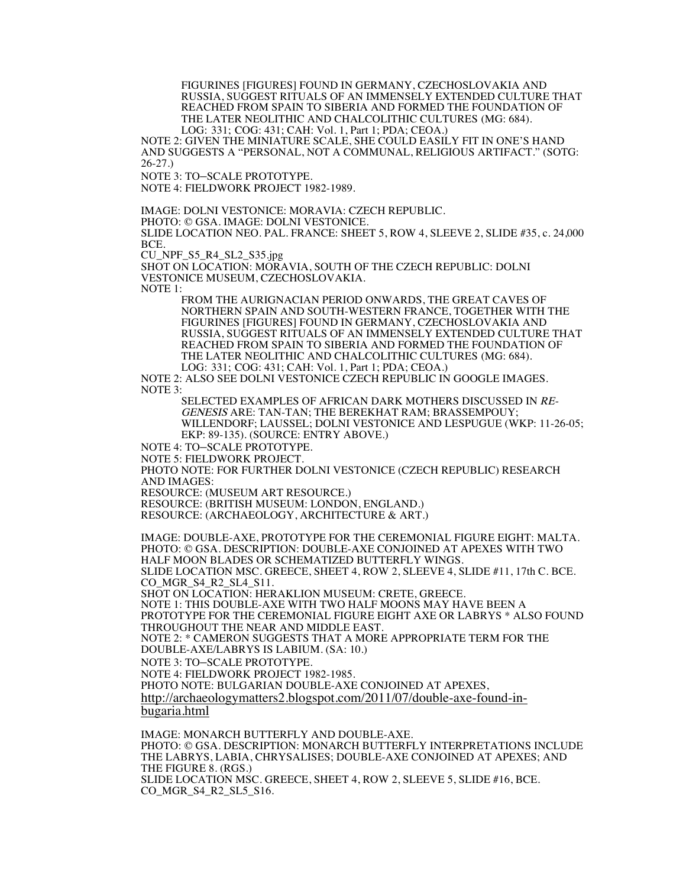FIGURINES [FIGURES] FOUND IN GERMANY, CZECHOSLOVAKIA AND RUSSIA, SUGGEST RITUALS OF AN IMMENSELY EXTENDED CULTURE THAT REACHED FROM SPAIN TO SIBERIA AND FORMED THE FOUNDATION OF THE LATER NEOLITHIC AND CHALCOLITHIC CULTURES (MG: 684). LOG: 331; COG: 431; CAH: Vol. 1, Part 1; PDA; CEOA.)

NOTE 2: GIVEN THE MINIATURE SCALE, SHE COULD EASILY FIT IN ONE'S HAND AND SUGGESTS A "PERSONAL, NOT A COMMUNAL, RELIGIOUS ARTIFACT." (SOTG: 26-27.)

NOTE 3: TO–SCALE PROTOTYPE.

NOTE 4: FIELDWORK PROJECT 1982-1989.

IMAGE: DOLNI VESTONICE: MORAVIA: CZECH REPUBLIC.

PHOTO: © GSA. IMAGE: DOLNI VESTONICE.

SLIDE LOCATION NEO. PAL. FRANCE: SHEET 5, ROW 4, SLEEVE 2, SLIDE #35, c. 24,000 BCE.

CU_NPF_S5_R4_SL2_S35.jpg

SHOT ON LOCATION: MORAVIA, SOUTH OF THE CZECH REPUBLIC: DOLNI VESTONICE MUSEUM, CZECHOSLOVAKIA.

NOTE 1:

> FROM THE AURIGNACIAN PERIOD ONWARDS, THE GREAT CAVES OF NORTHERN SPAIN AND SOUTH-WESTERN FRANCE, TOGETHER WITH THE FIGURINES [FIGURES] FOUND IN GERMANY, CZECHOSLOVAKIA AND RUSSIA, SUGGEST RITUALS OF AN IMMENSELY EXTENDED CULTURE THAT REACHED FROM SPAIN TO SIBERIA AND FORMED THE FOUNDATION OF THE LATER NEOLITHIC AND CHALCOLITHIC CULTURES (MG: 684). LOG: 331; COG: 431; CAH: Vol. 1, Part 1; PDA; CEOA.)

NOTE 2: ALSO SEE DOLNI VESTONICE CZECH REPUBLIC IN GOOGLE IMAGES.

NOTE 3:

> SELECTED EXAMPLES OF AFRICAN DARK MOTHERS DISCUSSED IN *RE-GENESIS* ARE: TAN-TAN; THE BEREKHAT RAM; BRASSEMPOUY; WILLENDORF; LAUSSEL; DOLNI VESTONICE AND LESPUGUE (WKP: 11-26-05; EKP: 89-135). (SOURCE: ENTRY ABOVE.)

NOTE 4: TO–SCALE PROTOTYPE.

NOTE 5: FIELDWORK PROJECT.

PHOTO NOTE: FOR FURTHER DOLNI VESTONICE (CZECH REPUBLIC) RESEARCH AND IMAGES:

RESOURCE: (MUSEUM ART RESOURCE.)

RESOURCE: (BRITISH MUSEUM: LONDON, ENGLAND.)

RESOURCE: (ARCHAEOLOGY, ARCHITECTURE & ART.)

IMAGE: DOUBLE-AXE, PROTOTYPE FOR THE CEREMONIAL FIGURE EIGHT: MALTA.

PHOTO: © GSA. DESCRIPTION: DOUBLE-AXE CONJOINED AT APEXES WITH TWO HALF MOON BLADES OR SCHEMATIZED BUTTERFLY WINGS.

SLIDE LOCATION MSC. GREECE, SHEET 4, ROW 2, SLEEVE 4, SLIDE #11, 17th C. BCE.

CO_MGR_S4_R2_SL4_S11.

SHOT ON LOCATION: HERAKLION MUSEUM: CRETE, GREECE.

NOTE 1: THIS DOUBLE-AXE WITH TWO HALF MOONS MAY HAVE BEEN A PROTOTYPE FOR THE CEREMONIAL FIGURE EIGHT AXE OR LABRYS * ALSO FOUND THROUGHOUT THE NEAR AND MIDDLE EAST.

NOTE 2: * CAMERON SUGGESTS THAT A MORE APPROPRIATE TERM FOR THE DOUBLE-AXE/LABRYS IS LABIUM. (SA: 10.)

NOTE 3: TO–SCALE PROTOTYPE.

NOTE 4: FIELDWORK PROJECT 1982-1985.

PHOTO NOTE: BULGARIAN DOUBLE-AXE CONJOINED AT APEXES, http://archaeologymatters2.blogspot.com/2011/07/double-axe-found-in-bugaria.html

IMAGE: MONARCH BUTTERFLY AND DOUBLE-AXE.

PHOTO: © GSA. DESCRIPTION: MONARCH BUTTERFLY INTERPRETATIONS INCLUDE THE LABRYS, LABIA, CHRYSALISES; DOUBLE-AXE CONJOINED AT APEXES; AND THE FIGURE 8. (RGS.)

SLIDE LOCATION MSC. GREECE, SHEET 4, ROW 2, SLEEVE 5, SLIDE #16, BCE.

CO_MGR_S4_R2_SL5_S16.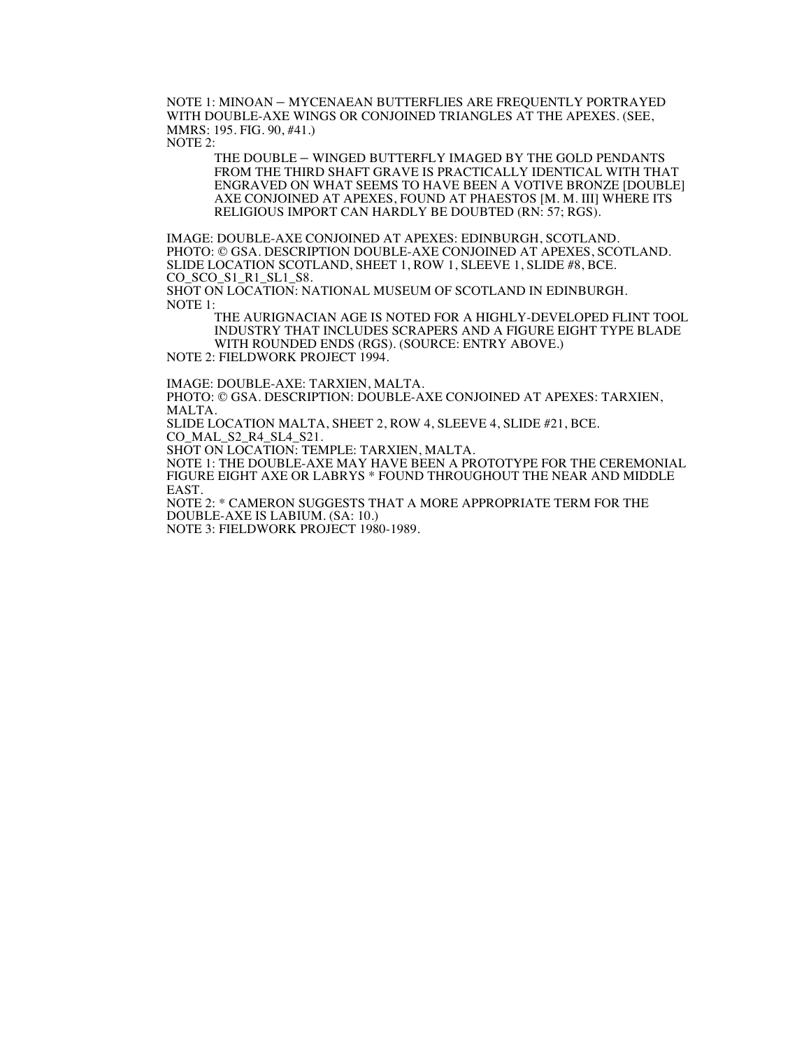NOTE 1: MINOAN – MYCENAEAN BUTTERFLIES ARE FREQUENTLY PORTRAYED WITH DOUBLE-AXE WINGS OR CONJOINED TRIANGLES AT THE APEXES. (SEE, MMRS: 195. FIG. 90, #41.)
NOTE 2:

> THE DOUBLE – WINGED BUTTERFLY IMAGED BY THE GOLD PENDANTS FROM THE THIRD SHAFT GRAVE IS PRACTICALLY IDENTICAL WITH THAT ENGRAVED ON WHAT SEEMS TO HAVE BEEN A VOTIVE BRONZE [DOUBLE] AXE CONJOINED AT APEXES, FOUND AT PHAESTOS [M. M. III] WHERE ITS RELIGIOUS IMPORT CAN HARDLY BE DOUBTED (RN: 57; RGS).

IMAGE: DOUBLE-AXE CONJOINED AT APEXES: EDINBURGH, SCOTLAND.
PHOTO: © GSA. DESCRIPTION DOUBLE-AXE CONJOINED AT APEXES, SCOTLAND.
SLIDE LOCATION SCOTLAND, SHEET 1, ROW 1, SLEEVE 1, SLIDE #8, BCE.
CO_SCO_S1_R1_SL1_S8.
SHOT ON LOCATION: NATIONAL MUSEUM OF SCOTLAND IN EDINBURGH.
NOTE 1:

> THE AURIGNACIAN AGE IS NOTED FOR A HIGHLY-DEVELOPED FLINT TOOL INDUSTRY THAT INCLUDES SCRAPERS AND A FIGURE EIGHT TYPE BLADE WITH ROUNDED ENDS (RGS). (SOURCE: ENTRY ABOVE.)

NOTE 2: FIELDWORK PROJECT 1994.

IMAGE: DOUBLE-AXE: TARXIEN, MALTA.
PHOTO: © GSA. DESCRIPTION: DOUBLE-AXE CONJOINED AT APEXES: TARXIEN, MALTA.
SLIDE LOCATION MALTA, SHEET 2, ROW 4, SLEEVE 4, SLIDE #21, BCE.
CO_MAL_S2_R4_SL4_S21.
SHOT ON LOCATION: TEMPLE: TARXIEN, MALTA.
NOTE 1: THE DOUBLE-AXE MAY HAVE BEEN A PROTOTYPE FOR THE CEREMONIAL FIGURE EIGHT AXE OR LABRYS * FOUND THROUGHOUT THE NEAR AND MIDDLE EAST.
NOTE 2: * CAMERON SUGGESTS THAT A MORE APPROPRIATE TERM FOR THE DOUBLE-AXE IS LABIUM. (SA: 10.)
NOTE 3: FIELDWORK PROJECT 1980-1989.